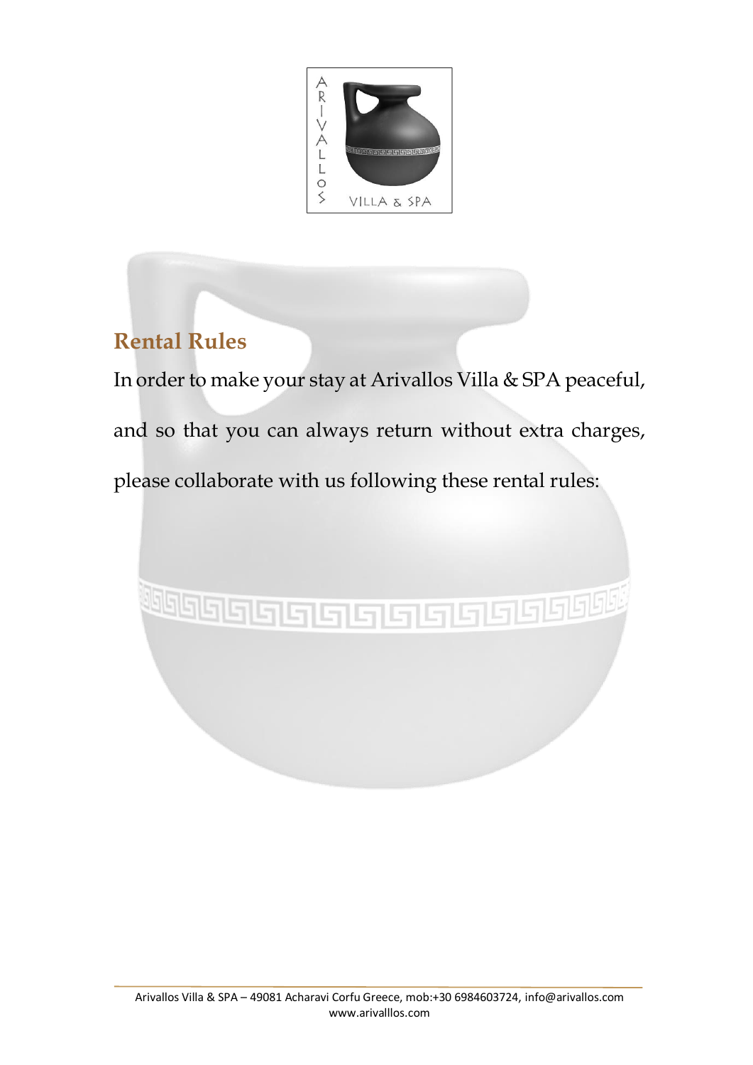## Rental Rules

In order to make your stay at Arivallos Villa & SPA peaceful, and so that you can always return without extra charges, please collaborate with us following these rental rules: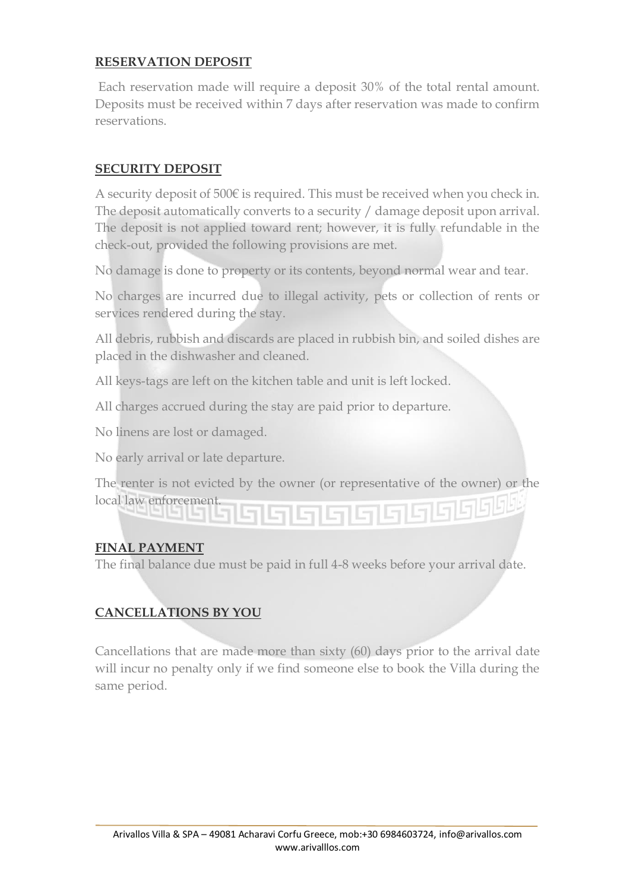## RESERVATION DEPOSIT

Each reservation made will require a deposit 30% of the total rental amount. Deposits must be received within 7 days after reservation was made to confirm reservations.

## SECURITY DEPOSIT

A security deposit of 500€ is required. This must be received when you check in. The deposit automatically converts to a security / damage deposit upon arrival. The deposit is not applied toward rent; however, it is fully refundable in the check-out, provided the following provisions are met.

No damage is done to property or its contents, beyond normal wear and tear.

No charges are incurred due to illegal activity, pets or collection of rents or services rendered during the stay.

All debris, rubbish and discards are placed in rubbish bin, and soiled dishes are placed in the dishwasher and cleaned.

All keys-tags are left on the kitchen table and unit is left locked.

All charges accrued during the stay are paid prior to departure.

No linens are lost or damaged.

No early arrival or late departure.

The renter is not evicted by the owner (or representative of the owner) or the local law enforcement.

## FINAL PAYMENT

The final balance due must be paid in full 4-8 weeks before your arrival date.

## CANCELLATIONS BY YOU

Cancellations that are made more than sixty (60) days prior to the arrival date will incur no penalty only if we find someone else to book the Villa during the same period.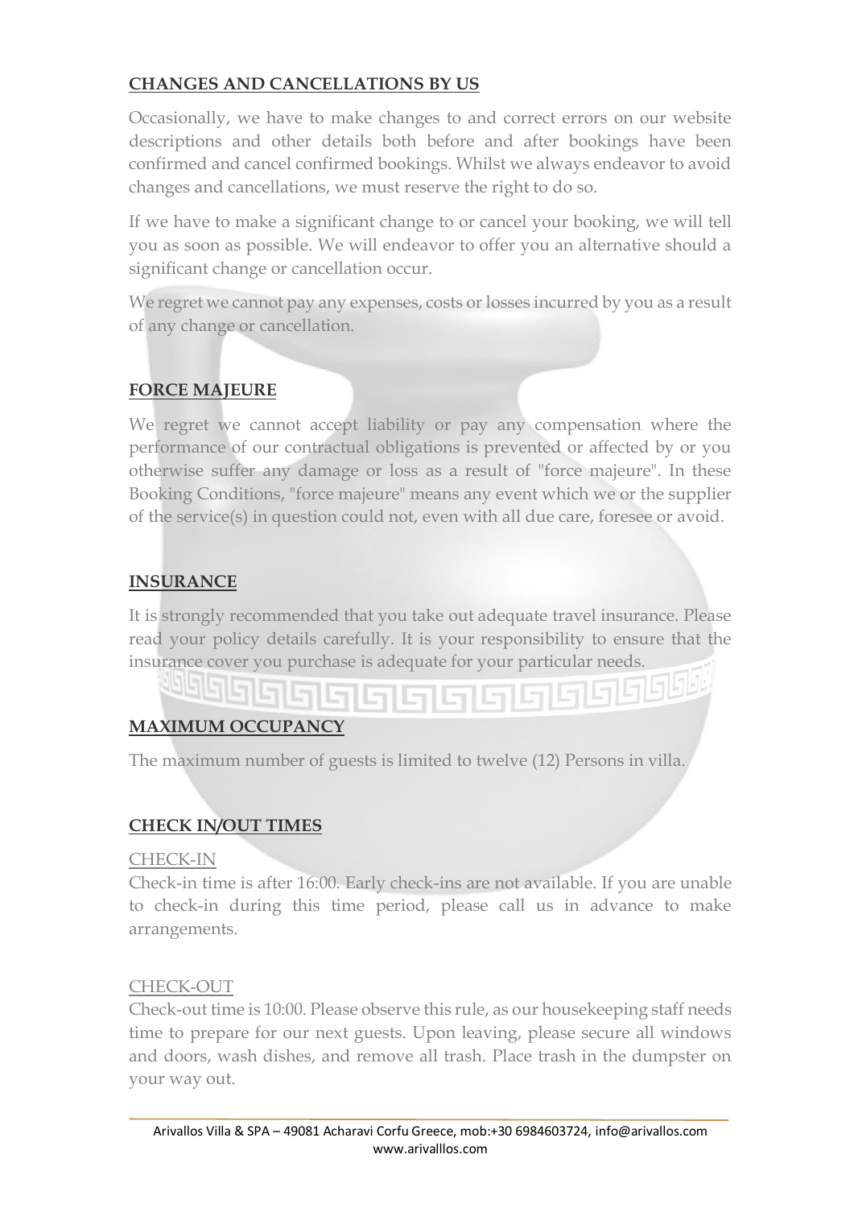## CHANGES AND CANCELLATIONS BY US

Occasionally, we have to make changes to and correct errors on our website descriptions and other details both before and after bookings have been confirmed and cancel confirmed bookings. Whilst we always endeavor to avoid changes and cancellations, we must reserve the right to do so.

If we have to make a significant change to or cancel your booking, we will tell you as soon as possible. We will endeavor to offer you an alternative should a significant change or cancellation occur.

We regret we cannot pay any expenses, costs or losses incurred by you as a result of any change or cancellation.

## FORCE MAJEURE

We regret we cannot accept liability or pay any compensation where the performance of our contractual obligations is prevented or affected by or you otherwise suffer any damage or loss as a result of "force majeure". In these Booking Conditions, "force majeure" means any event which we or the supplier of the service(s) in question could not, even with all due care, foresee or avoid.

## INSURANCE

It is strongly recommended that you take out adequate travel insurance. Please read your policy details carefully. It is your responsibility to ensure that the insurance cover you purchase is adequate for your particular needs.

## MAXIMUM OCCUPANCY

The maximum number of guests is limited to twelve (12) Persons in villa.

## CHECK IN/OUT TIMES

### CHECK-IN

Check-in time is after 16:00. Early check-ins are not available. If you are unable to check-in during this time period, please call us in advance to make arrangements.

### CHECK-OUT

Check-out time is 10:00. Please observe this rule, as our housekeeping staff needs time to prepare for our next guests. Upon leaving, please secure all windows and doors, wash dishes, and remove all trash. Place trash in the dumpster on your way out.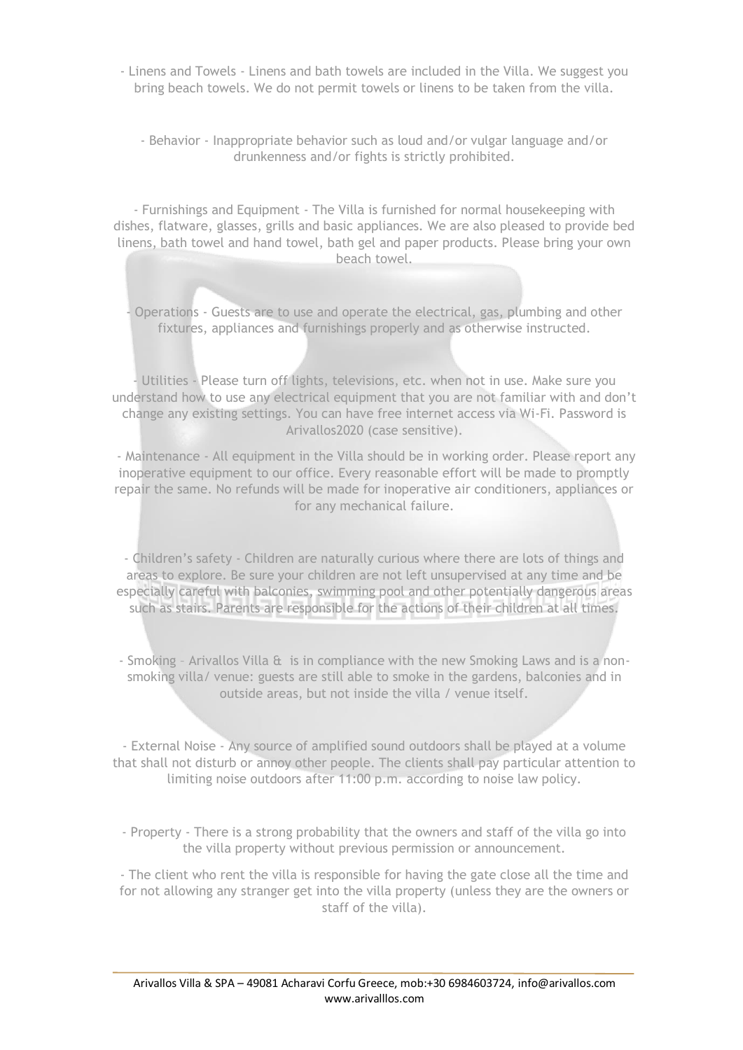- Linens and Towels - Linens and bath towels are included in the Villa. We suggest you bring beach towels. We do not permit towels or linens to be taken from the villa.

- Behavior - Inappropriate behavior such as loud and/or vulgar language and/or drunkenness and/or fights is strictly prohibited.

- Furnishings and Equipment - The Villa is furnished for normal housekeeping with dishes, flatware, glasses, grills and basic appliances. We are also pleased to provide bed linens, bath towel and hand towel, bath gel and paper products. Please bring your own beach towel.

- Operations - Guests are to use and operate the electrical, gas, plumbing and other fixtures, appliances and furnishings properly and as otherwise instructed.

- Utilities - Please turn off lights, televisions, etc. when not in use. Make sure you understand how to use any electrical equipment that you are not familiar with and don't change any existing settings. You can have free internet access via Wi-Fi. Password is Arivallos2020 (case sensitive).

- Maintenance - All equipment in the Villa should be in working order. Please report any inoperative equipment to our office. Every reasonable effort will be made to promptly repair the same. No refunds will be made for inoperative air conditioners, appliances or for any mechanical failure.

- Children's safety - Children are naturally curious where there are lots of things and areas to explore. Be sure your children are not left unsupervised at any time and be especially careful with balconies, swimming pool and other potentially dangerous areas such as stairs. Parents are responsible for the actions of their children at all times.

- Smoking – Arivallos Villa & is in compliance with the new Smoking Laws and is a non-smoking villa/ venue: guests are still able to smoke in the gardens, balconies and in outside areas, but not inside the villa / venue itself.

- External Noise - Any source of amplified sound outdoors shall be played at a volume that shall not disturb or annoy other people. The clients shall pay particular attention to limiting noise outdoors after 11:00 p.m. according to noise law policy.

- Property - There is a strong probability that the owners and staff of the villa go into the villa property without previous permission or announcement.

- The client who rent the villa is responsible for having the gate close all the time and for not allowing any stranger get into the villa property (unless they are the owners or staff of the villa).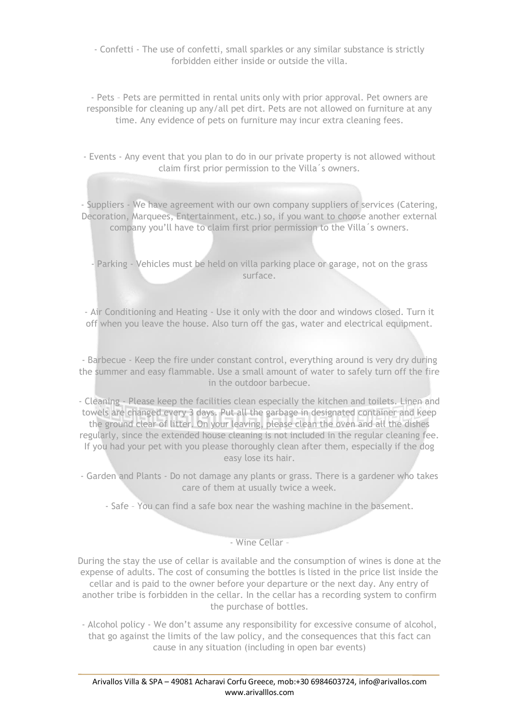- Confetti - The use of confetti, small sparkles or any similar substance is strictly forbidden either inside or outside the villa.

- Pets – Pets are permitted in rental units only with prior approval. Pet owners are responsible for cleaning up any/all pet dirt. Pets are not allowed on furniture at any time. Any evidence of pets on furniture may incur extra cleaning fees.

- Events - Any event that you plan to do in our private property is not allowed without claim first prior permission to the Villa´s owners.

- Suppliers - We have agreement with our own company suppliers of services (Catering, Decoration, Marquees, Entertainment, etc.) so, if you want to choose another external company you'll have to claim first prior permission to the Villa´s owners.

- Parking - Vehicles must be held on villa parking place or garage, not on the grass surface.

- Air Conditioning and Heating - Use it only with the door and windows closed. Turn it off when you leave the house. Also turn off the gas, water and electrical equipment.

- Barbecue - Keep the fire under constant control, everything around is very dry during the summer and easy flammable. Use a small amount of water to safely turn off the fire in the outdoor barbecue.

- Cleaning - Please keep the facilities clean especially the kitchen and toilets. Linen and towels are changed every 3 days. Put all the garbage in designated container and keep the ground clear of litter. On your leaving, please clean the oven and all the dishes regularly, since the extended house cleaning is not included in the regular cleaning fee. If you had your pet with you please thoroughly clean after them, especially if the dog easy lose its hair.

- Garden and Plants - Do not damage any plants or grass. There is a gardener who takes care of them at usually twice a week.

- Safe – You can find a safe box near the washing machine in the basement.

- Wine Cellar –

During the stay the use of cellar is available and the consumption of wines is done at the expense of adults. The cost of consuming the bottles is listed in the price list inside the cellar and is paid to the owner before your departure or the next day. Any entry of another tribe is forbidden in the cellar. In the cellar has a recording system to confirm the purchase of bottles.

- Alcohol policy - We don't assume any responsibility for excessive consume of alcohol, that go against the limits of the law policy, and the consequences that this fact can cause in any situation (including in open bar events)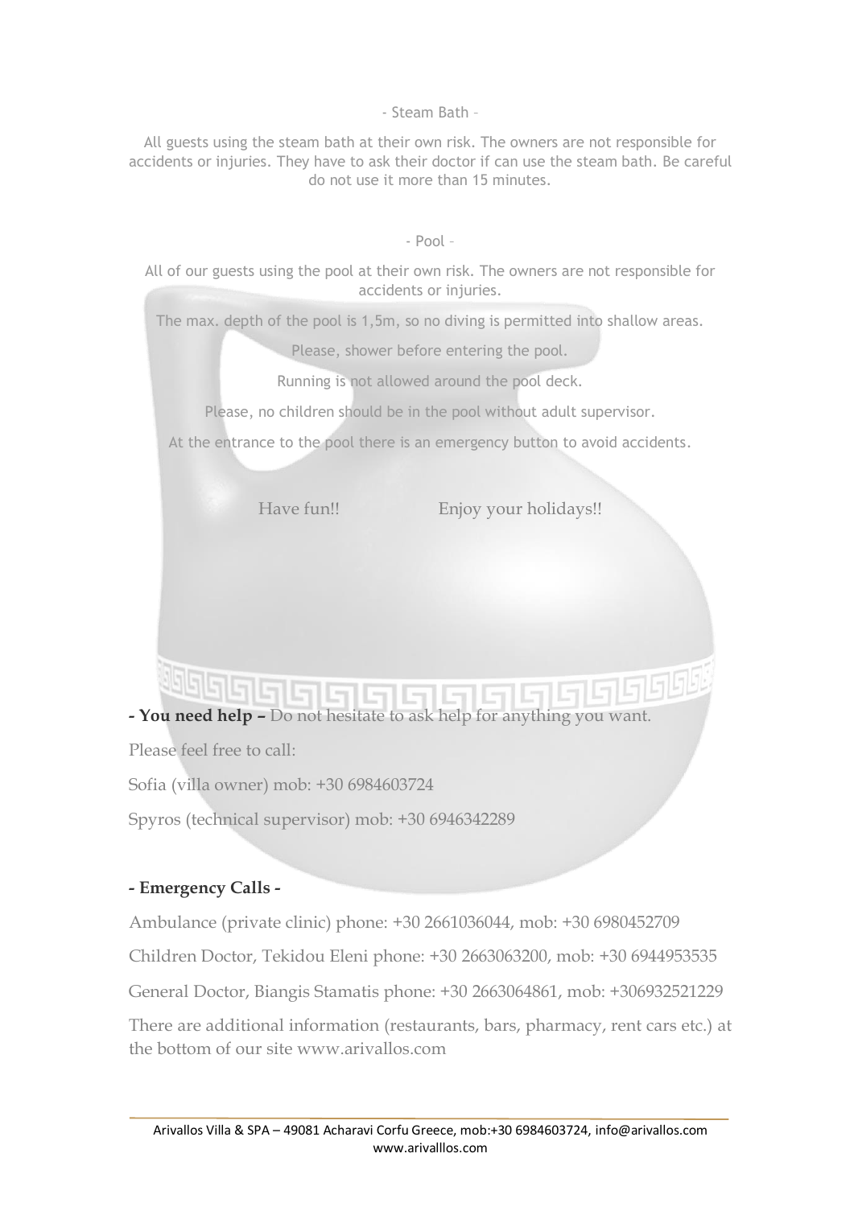- Steam Bath –

All guests using the steam bath at their own risk. The owners are not responsible for accidents or injuries. They have to ask their doctor if can use the steam bath. Be careful do not use it more than 15 minutes.

- Pool –

All of our guests using the pool at their own risk. The owners are not responsible for accidents or injuries.

The max. depth of the pool is 1,5m, so no diving is permitted into shallow areas.

Please, shower before entering the pool.

Running is not allowed around the pool deck.

Please, no children should be in the pool without adult supervisor.

At the entrance to the pool there is an emergency button to avoid accidents.

Have fun!! Enjoy your holidays!!

**- You need help –** Do not hesitate to ask help for anything you want.

Please feel free to call:

Sofia (villa owner) mob: +30 6984603724

Spyros (technical supervisor) mob: +30 6946342289

**- Emergency Calls -**

Ambulance (private clinic) phone: +30 2661036044, mob: +30 6980452709

Children Doctor, Tekidou Eleni phone: +30 2663063200, mob: +30 6944953535

General Doctor, Biangis Stamatis phone: +30 2663064861, mob: +306932521229

There are additional information (restaurants, bars, pharmacy, rent cars etc.) at the bottom of our site www.arivallos.com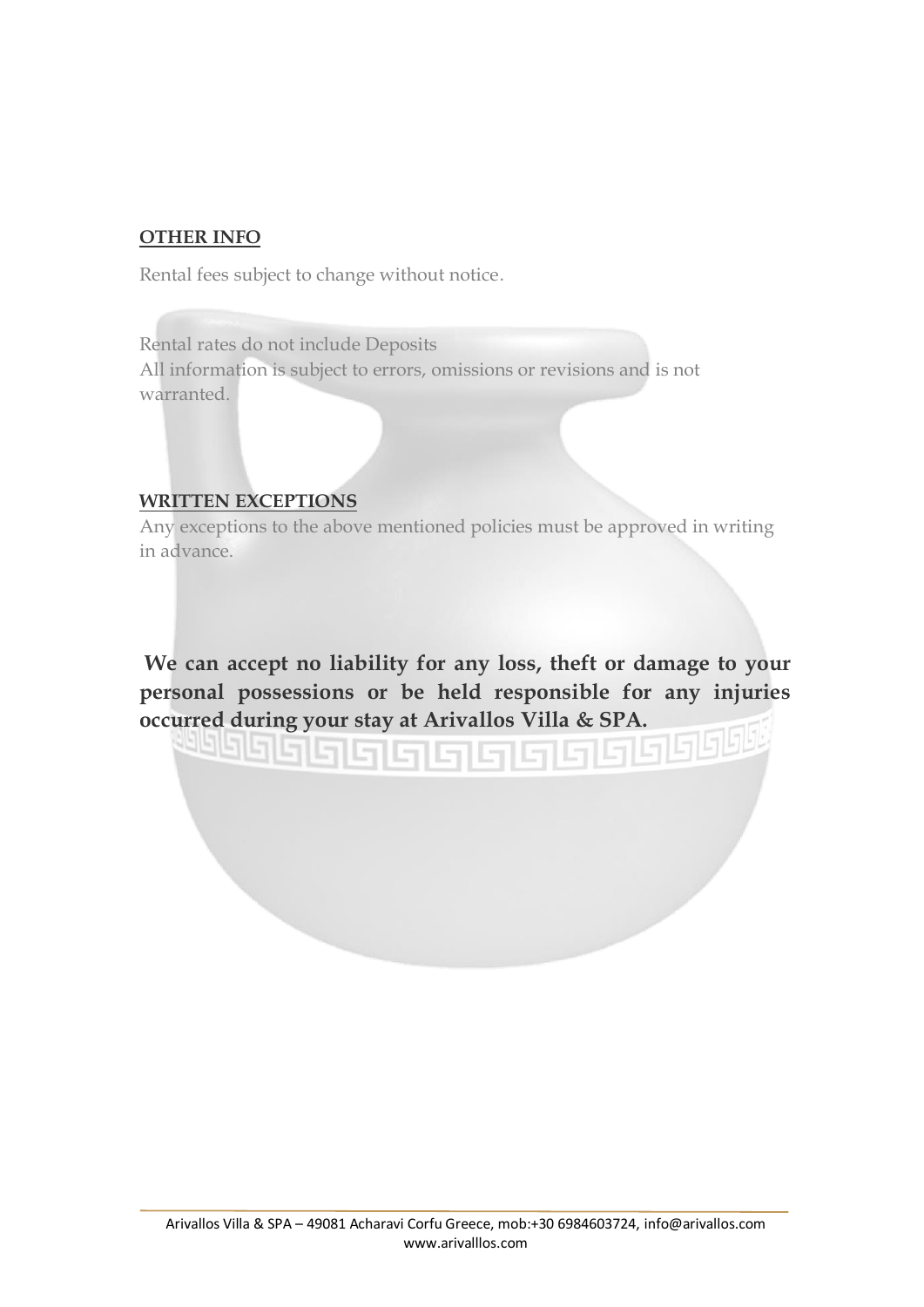**OTHER INFO**

Rental fees subject to change without notice.

Rental rates do not include Deposits
All information is subject to errors, omissions or revisions and is not warranted.

**WRITTEN EXCEPTIONS**

Any exceptions to the above mentioned policies must be approved in writing in advance.

**We can accept no liability for any loss, theft or damage to your personal possessions or be held responsible for any injuries occurred during your stay at Arivallos Villa & SPA.**

Arivallos Villa & SPA – 49081 Acharavi Corfu Greece, mob:+30 6984603724, info@arivallos.com
www.arivalllos.com